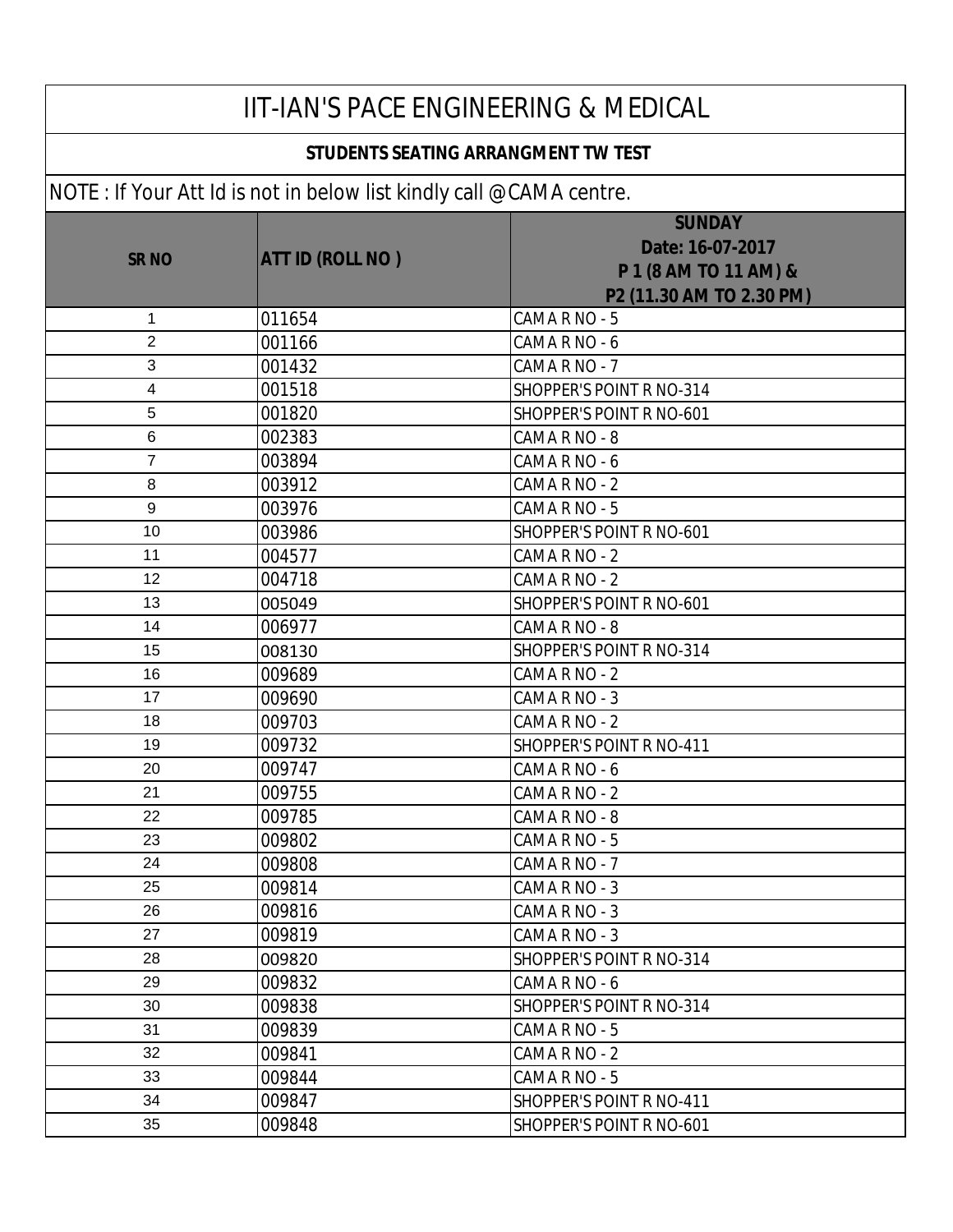# IIT-IAN'S PACE ENGINEERING & MEDICAL

## STUDENTS SEATING ARRANGMENT TW TEST

NOTE : If Your Att Id is not in below list kindly call @CAMA centre.

| SR NO | ATT ID (ROLL NO ) | SUNDAY Date: 16-07-2017 P 1 (8 AM TO 11 AM) & P2 (11.30 AM TO 2.30 PM) |
|---|---|---|
| 1 | 011654 | CAMA R NO - 5 |
| 2 | 001166 | CAMA R NO - 6 |
| 3 | 001432 | CAMA R NO - 7 |
| 4 | 001518 | SHOPPER'S POINT R NO-314 |
| 5 | 001820 | SHOPPER'S POINT R NO-601 |
| 6 | 002383 | CAMA R NO - 8 |
| 7 | 003894 | CAMA R NO - 6 |
| 8 | 003912 | CAMA R NO - 2 |
| 9 | 003976 | CAMA R NO - 5 |
| 10 | 003986 | SHOPPER'S POINT R NO-601 |
| 11 | 004577 | CAMA R NO - 2 |
| 12 | 004718 | CAMA R NO - 2 |
| 13 | 005049 | SHOPPER'S POINT R NO-601 |
| 14 | 006977 | CAMA R NO - 8 |
| 15 | 008130 | SHOPPER'S POINT R NO-314 |
| 16 | 009689 | CAMA R NO - 2 |
| 17 | 009690 | CAMA R NO - 3 |
| 18 | 009703 | CAMA R NO - 2 |
| 19 | 009732 | SHOPPER'S POINT R NO-411 |
| 20 | 009747 | CAMA R NO - 6 |
| 21 | 009755 | CAMA R NO - 2 |
| 22 | 009785 | CAMA R NO - 8 |
| 23 | 009802 | CAMA R NO - 5 |
| 24 | 009808 | CAMA R NO - 7 |
| 25 | 009814 | CAMA R NO - 3 |
| 26 | 009816 | CAMA R NO - 3 |
| 27 | 009819 | CAMA R NO - 3 |
| 28 | 009820 | SHOPPER'S POINT R NO-314 |
| 29 | 009832 | CAMA R NO - 6 |
| 30 | 009838 | SHOPPER'S POINT R NO-314 |
| 31 | 009839 | CAMA R NO - 5 |
| 32 | 009841 | CAMA R NO - 2 |
| 33 | 009844 | CAMA R NO - 5 |
| 34 | 009847 | SHOPPER'S POINT R NO-411 |
| 35 | 009848 | SHOPPER'S POINT R NO-601 |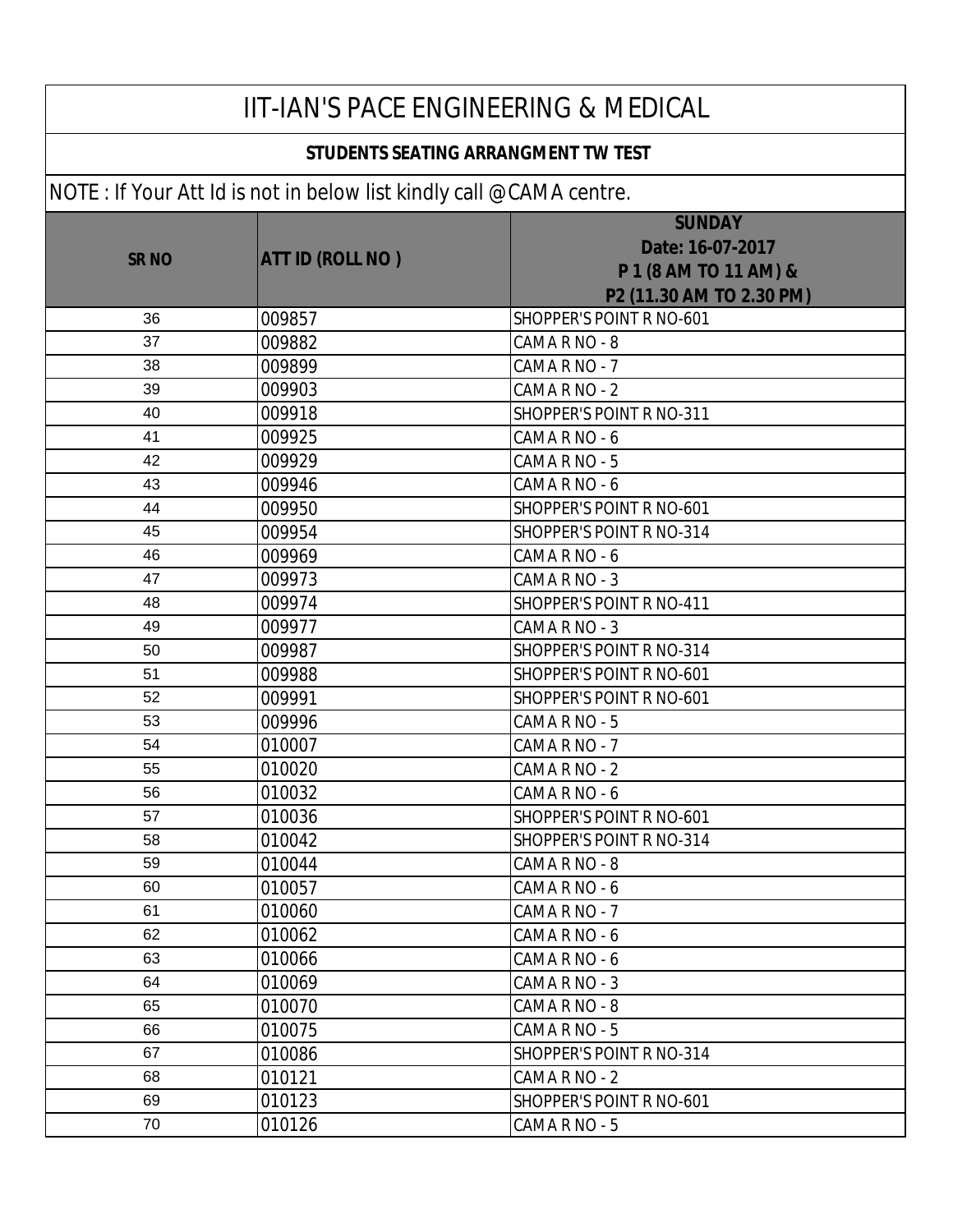# IIT-IAN'S PACE ENGINEERING & MEDICAL

## STUDENTS SEATING ARRANGMENT TW TEST

NOTE : If Your Att Id is not in below list kindly call @CAMA centre.

| SR NO | ATT ID (ROLL NO ) | SUNDAY Date: 16-07-2017 P 1 (8 AM TO 11 AM) & P2 (11.30 AM TO 2.30 PM) |
|---|---|---|
| 36 | 009857 | SHOPPER'S POINT R NO-601 |
| 37 | 009882 | CAMA R NO - 8 |
| 38 | 009899 | CAMA R NO - 7 |
| 39 | 009903 | CAMA R NO - 2 |
| 40 | 009918 | SHOPPER'S POINT R NO-311 |
| 41 | 009925 | CAMA R NO - 6 |
| 42 | 009929 | CAMA R NO - 5 |
| 43 | 009946 | CAMA R NO - 6 |
| 44 | 009950 | SHOPPER'S POINT R NO-601 |
| 45 | 009954 | SHOPPER'S POINT R NO-314 |
| 46 | 009969 | CAMA R NO - 6 |
| 47 | 009973 | CAMA R NO - 3 |
| 48 | 009974 | SHOPPER'S POINT R NO-411 |
| 49 | 009977 | CAMA R NO - 3 |
| 50 | 009987 | SHOPPER'S POINT R NO-314 |
| 51 | 009988 | SHOPPER'S POINT R NO-601 |
| 52 | 009991 | SHOPPER'S POINT R NO-601 |
| 53 | 009996 | CAMA R NO - 5 |
| 54 | 010007 | CAMA R NO - 7 |
| 55 | 010020 | CAMA R NO - 2 |
| 56 | 010032 | CAMA R NO - 6 |
| 57 | 010036 | SHOPPER'S POINT R NO-601 |
| 58 | 010042 | SHOPPER'S POINT R NO-314 |
| 59 | 010044 | CAMA R NO - 8 |
| 60 | 010057 | CAMA R NO - 6 |
| 61 | 010060 | CAMA R NO - 7 |
| 62 | 010062 | CAMA R NO - 6 |
| 63 | 010066 | CAMA R NO - 6 |
| 64 | 010069 | CAMA R NO - 3 |
| 65 | 010070 | CAMA R NO - 8 |
| 66 | 010075 | CAMA R NO - 5 |
| 67 | 010086 | SHOPPER'S POINT R NO-314 |
| 68 | 010121 | CAMA R NO - 2 |
| 69 | 010123 | SHOPPER'S POINT R NO-601 |
| 70 | 010126 | CAMA R NO - 5 |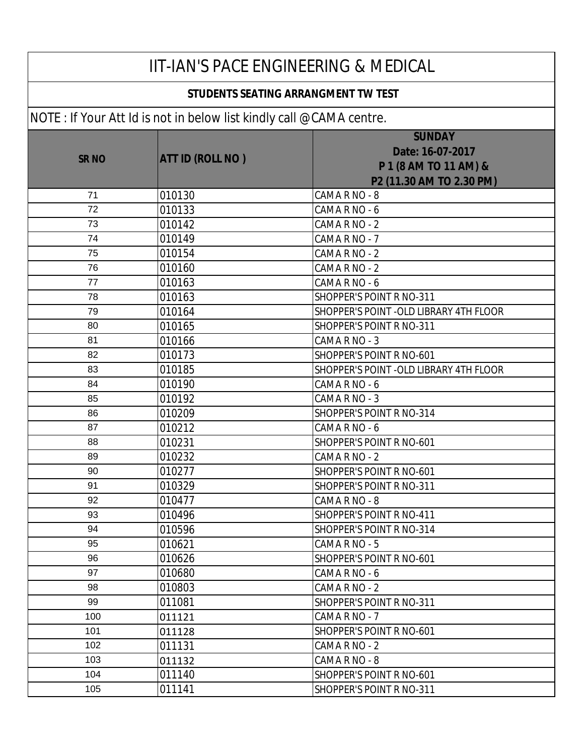# IIT-IAN'S PACE ENGINEERING & MEDICAL

## STUDENTS SEATING ARRANGMENT TW TEST

NOTE : If Your Att Id is not in below list kindly call @CAMA centre.

| SR NO | ATT ID (ROLL NO ) | SUNDAY Date: 16-07-2017 P 1 (8 AM TO 11 AM) & P2 (11.30 AM TO 2.30 PM) |
|---|---|---|
| 71 | 010130 | CAMA R NO - 8 |
| 72 | 010133 | CAMA R NO - 6 |
| 73 | 010142 | CAMA R NO - 2 |
| 74 | 010149 | CAMA R NO - 7 |
| 75 | 010154 | CAMA R NO - 2 |
| 76 | 010160 | CAMA R NO - 2 |
| 77 | 010163 | CAMA R NO - 6 |
| 78 | 010163 | SHOPPER'S POINT R NO-311 |
| 79 | 010164 | SHOPPER'S POINT -OLD LIBRARY 4TH FLOOR |
| 80 | 010165 | SHOPPER'S POINT R NO-311 |
| 81 | 010166 | CAMA R NO - 3 |
| 82 | 010173 | SHOPPER'S POINT R NO-601 |
| 83 | 010185 | SHOPPER'S POINT -OLD LIBRARY 4TH FLOOR |
| 84 | 010190 | CAMA R NO - 6 |
| 85 | 010192 | CAMA R NO - 3 |
| 86 | 010209 | SHOPPER'S POINT R NO-314 |
| 87 | 010212 | CAMA R NO - 6 |
| 88 | 010231 | SHOPPER'S POINT R NO-601 |
| 89 | 010232 | CAMA R NO - 2 |
| 90 | 010277 | SHOPPER'S POINT R NO-601 |
| 91 | 010329 | SHOPPER'S POINT R NO-311 |
| 92 | 010477 | CAMA R NO - 8 |
| 93 | 010496 | SHOPPER'S POINT R NO-411 |
| 94 | 010596 | SHOPPER'S POINT R NO-314 |
| 95 | 010621 | CAMA R NO - 5 |
| 96 | 010626 | SHOPPER'S POINT R NO-601 |
| 97 | 010680 | CAMA R NO - 6 |
| 98 | 010803 | CAMA R NO - 2 |
| 99 | 011081 | SHOPPER'S POINT R NO-311 |
| 100 | 011121 | CAMA R NO - 7 |
| 101 | 011128 | SHOPPER'S POINT R NO-601 |
| 102 | 011131 | CAMA R NO - 2 |
| 103 | 011132 | CAMA R NO - 8 |
| 104 | 011140 | SHOPPER'S POINT R NO-601 |
| 105 | 011141 | SHOPPER'S POINT R NO-311 |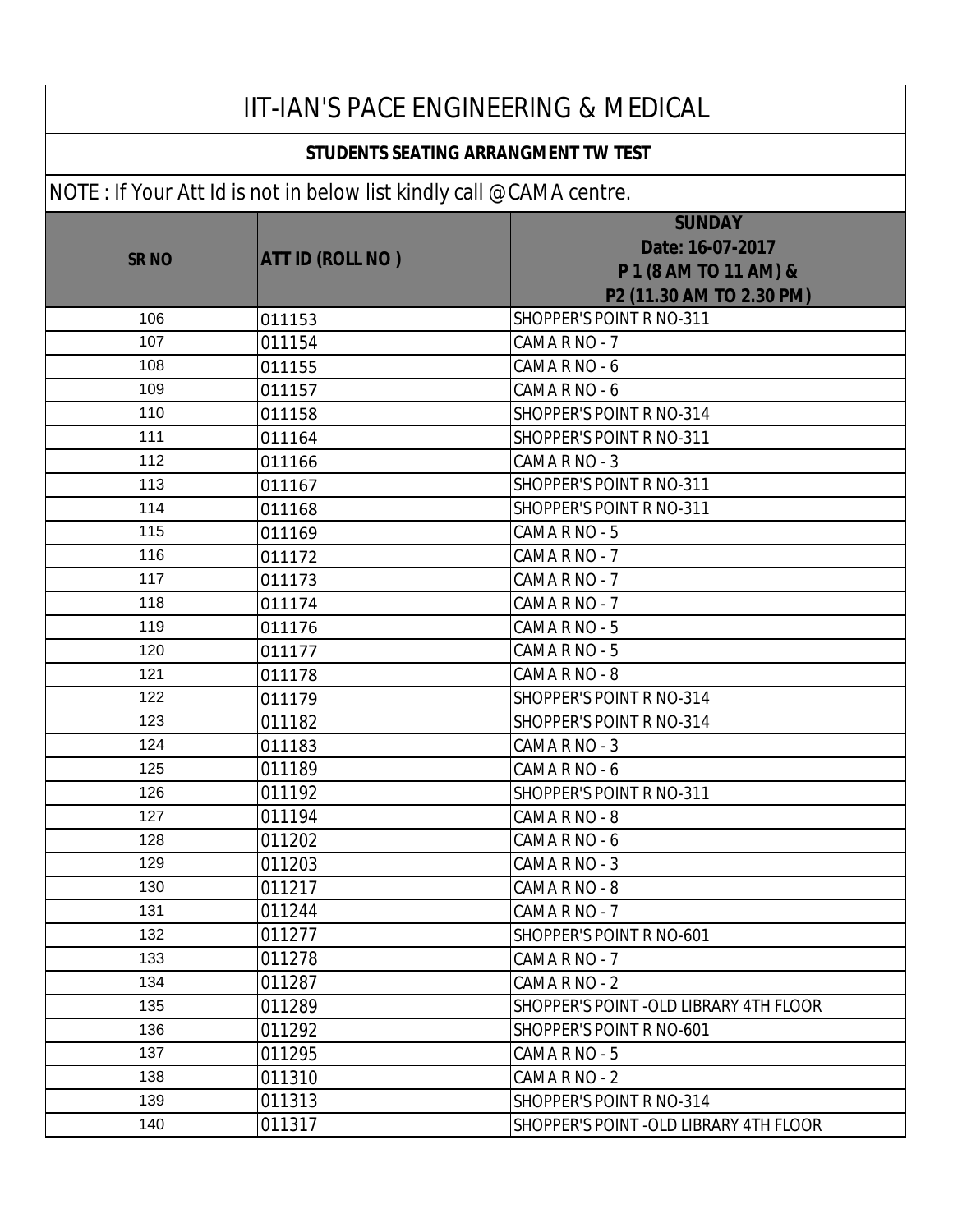# IIT-IAN'S PACE ENGINEERING & MEDICAL

## STUDENTS SEATING ARRANGMENT TW TEST

NOTE : If Your Att Id is not in below list kindly call @CAMA centre.

| SR NO | ATT ID (ROLL NO ) | SUNDAY Date: 16-07-2017 P 1 (8 AM TO 11 AM) & P2 (11.30 AM TO 2.30 PM) |
|---|---|---|
| 106 | 011153 | SHOPPER'S POINT R NO-311 |
| 107 | 011154 | CAMA R NO - 7 |
| 108 | 011155 | CAMA R NO - 6 |
| 109 | 011157 | CAMA R NO - 6 |
| 110 | 011158 | SHOPPER'S POINT R NO-314 |
| 111 | 011164 | SHOPPER'S POINT R NO-311 |
| 112 | 011166 | CAMA R NO - 3 |
| 113 | 011167 | SHOPPER'S POINT R NO-311 |
| 114 | 011168 | SHOPPER'S POINT R NO-311 |
| 115 | 011169 | CAMA R NO - 5 |
| 116 | 011172 | CAMA R NO - 7 |
| 117 | 011173 | CAMA R NO - 7 |
| 118 | 011174 | CAMA R NO - 7 |
| 119 | 011176 | CAMA R NO - 5 |
| 120 | 011177 | CAMA R NO - 5 |
| 121 | 011178 | CAMA R NO - 8 |
| 122 | 011179 | SHOPPER'S POINT R NO-314 |
| 123 | 011182 | SHOPPER'S POINT R NO-314 |
| 124 | 011183 | CAMA R NO - 3 |
| 125 | 011189 | CAMA R NO - 6 |
| 126 | 011192 | SHOPPER'S POINT R NO-311 |
| 127 | 011194 | CAMA R NO - 8 |
| 128 | 011202 | CAMA R NO - 6 |
| 129 | 011203 | CAMA R NO - 3 |
| 130 | 011217 | CAMA R NO - 8 |
| 131 | 011244 | CAMA R NO - 7 |
| 132 | 011277 | SHOPPER'S POINT R NO-601 |
| 133 | 011278 | CAMA R NO - 7 |
| 134 | 011287 | CAMA R NO - 2 |
| 135 | 011289 | SHOPPER'S POINT -OLD LIBRARY 4TH FLOOR |
| 136 | 011292 | SHOPPER'S POINT R NO-601 |
| 137 | 011295 | CAMA R NO - 5 |
| 138 | 011310 | CAMA R NO - 2 |
| 139 | 011313 | SHOPPER'S POINT R NO-314 |
| 140 | 011317 | SHOPPER'S POINT -OLD LIBRARY 4TH FLOOR |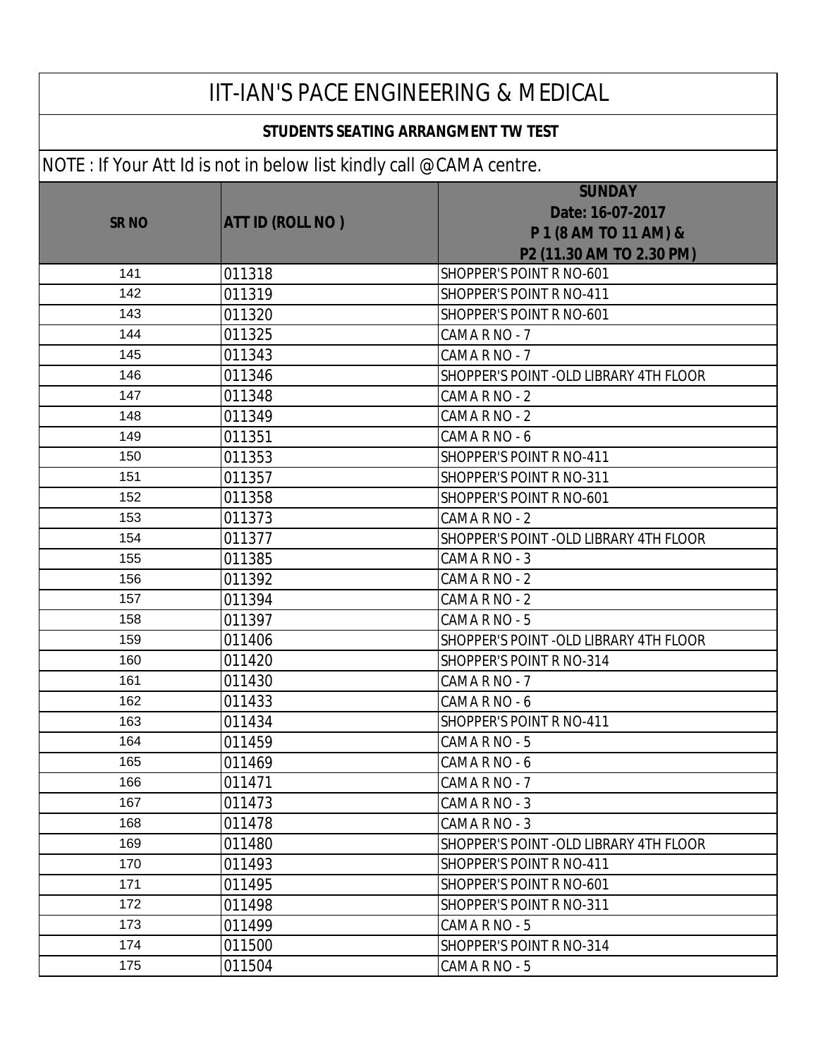# IIT-IAN'S PACE ENGINEERING & MEDICAL

## STUDENTS SEATING ARRANGMENT TW TEST

NOTE : If Your Att Id is not in below list kindly call @CAMA centre.

| SR NO | ATT ID (ROLL NO ) | SUNDAY Date: 16-07-2017 P 1 (8 AM TO 11 AM) & P2 (11.30 AM TO 2.30 PM) |
|---|---|---|
| 141 | 011318 | SHOPPER'S POINT R NO-601 |
| 142 | 011319 | SHOPPER'S POINT R NO-411 |
| 143 | 011320 | SHOPPER'S POINT R NO-601 |
| 144 | 011325 | CAMA R NO - 7 |
| 145 | 011343 | CAMA R NO - 7 |
| 146 | 011346 | SHOPPER'S POINT -OLD LIBRARY 4TH FLOOR |
| 147 | 011348 | CAMA R NO - 2 |
| 148 | 011349 | CAMA R NO - 2 |
| 149 | 011351 | CAMA R NO - 6 |
| 150 | 011353 | SHOPPER'S POINT R NO-411 |
| 151 | 011357 | SHOPPER'S POINT R NO-311 |
| 152 | 011358 | SHOPPER'S POINT R NO-601 |
| 153 | 011373 | CAMA R NO - 2 |
| 154 | 011377 | SHOPPER'S POINT -OLD LIBRARY 4TH FLOOR |
| 155 | 011385 | CAMA R NO - 3 |
| 156 | 011392 | CAMA R NO - 2 |
| 157 | 011394 | CAMA R NO - 2 |
| 158 | 011397 | CAMA R NO - 5 |
| 159 | 011406 | SHOPPER'S POINT -OLD LIBRARY 4TH FLOOR |
| 160 | 011420 | SHOPPER'S POINT R NO-314 |
| 161 | 011430 | CAMA R NO - 7 |
| 162 | 011433 | CAMA R NO - 6 |
| 163 | 011434 | SHOPPER'S POINT R NO-411 |
| 164 | 011459 | CAMA R NO - 5 |
| 165 | 011469 | CAMA R NO - 6 |
| 166 | 011471 | CAMA R NO - 7 |
| 167 | 011473 | CAMA R NO - 3 |
| 168 | 011478 | CAMA R NO - 3 |
| 169 | 011480 | SHOPPER'S POINT -OLD LIBRARY 4TH FLOOR |
| 170 | 011493 | SHOPPER'S POINT R NO-411 |
| 171 | 011495 | SHOPPER'S POINT R NO-601 |
| 172 | 011498 | SHOPPER'S POINT R NO-311 |
| 173 | 011499 | CAMA R NO - 5 |
| 174 | 011500 | SHOPPER'S POINT R NO-314 |
| 175 | 011504 | CAMA R NO - 5 |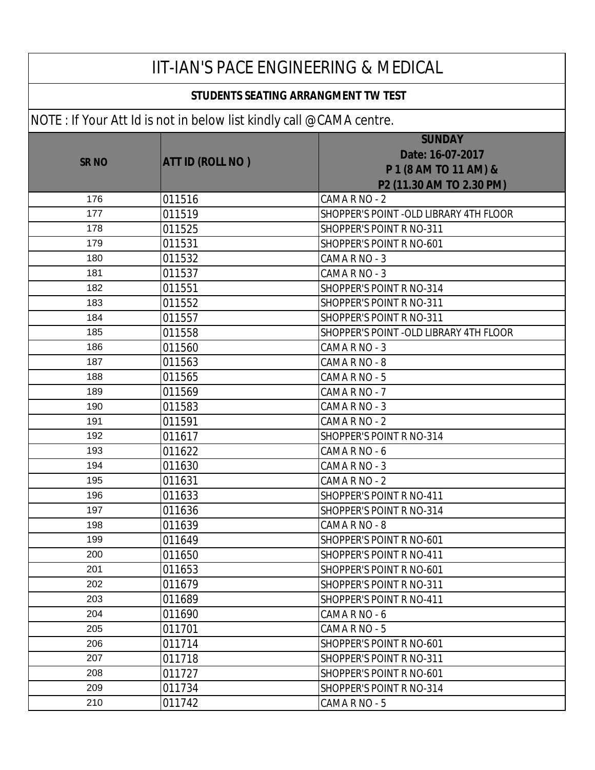# IIT-IAN'S PACE ENGINEERING & MEDICAL

## STUDENTS SEATING ARRANGMENT TW TEST

NOTE : If Your Att Id is not in below list kindly call @CAMA centre.

| SR NO | ATT ID (ROLL NO ) | SUNDAY Date: 16-07-2017 P 1 (8 AM TO 11 AM) & P2 (11.30 AM TO 2.30 PM) |
|---|---|---|
| 176 | 011516 | CAMA R NO - 2 |
| 177 | 011519 | SHOPPER'S POINT -OLD LIBRARY 4TH FLOOR |
| 178 | 011525 | SHOPPER'S POINT R NO-311 |
| 179 | 011531 | SHOPPER'S POINT R NO-601 |
| 180 | 011532 | CAMA R NO - 3 |
| 181 | 011537 | CAMA R NO - 3 |
| 182 | 011551 | SHOPPER'S POINT R NO-314 |
| 183 | 011552 | SHOPPER'S POINT R NO-311 |
| 184 | 011557 | SHOPPER'S POINT R NO-311 |
| 185 | 011558 | SHOPPER'S POINT -OLD LIBRARY 4TH FLOOR |
| 186 | 011560 | CAMA R NO - 3 |
| 187 | 011563 | CAMA R NO - 8 |
| 188 | 011565 | CAMA R NO - 5 |
| 189 | 011569 | CAMA R NO - 7 |
| 190 | 011583 | CAMA R NO - 3 |
| 191 | 011591 | CAMA R NO - 2 |
| 192 | 011617 | SHOPPER'S POINT R NO-314 |
| 193 | 011622 | CAMA R NO - 6 |
| 194 | 011630 | CAMA R NO - 3 |
| 195 | 011631 | CAMA R NO - 2 |
| 196 | 011633 | SHOPPER'S POINT R NO-411 |
| 197 | 011636 | SHOPPER'S POINT R NO-314 |
| 198 | 011639 | CAMA R NO - 8 |
| 199 | 011649 | SHOPPER'S POINT R NO-601 |
| 200 | 011650 | SHOPPER'S POINT R NO-411 |
| 201 | 011653 | SHOPPER'S POINT R NO-601 |
| 202 | 011679 | SHOPPER'S POINT R NO-311 |
| 203 | 011689 | SHOPPER'S POINT R NO-411 |
| 204 | 011690 | CAMA R NO - 6 |
| 205 | 011701 | CAMA R NO - 5 |
| 206 | 011714 | SHOPPER'S POINT R NO-601 |
| 207 | 011718 | SHOPPER'S POINT R NO-311 |
| 208 | 011727 | SHOPPER'S POINT R NO-601 |
| 209 | 011734 | SHOPPER'S POINT R NO-314 |
| 210 | 011742 | CAMA R NO - 5 |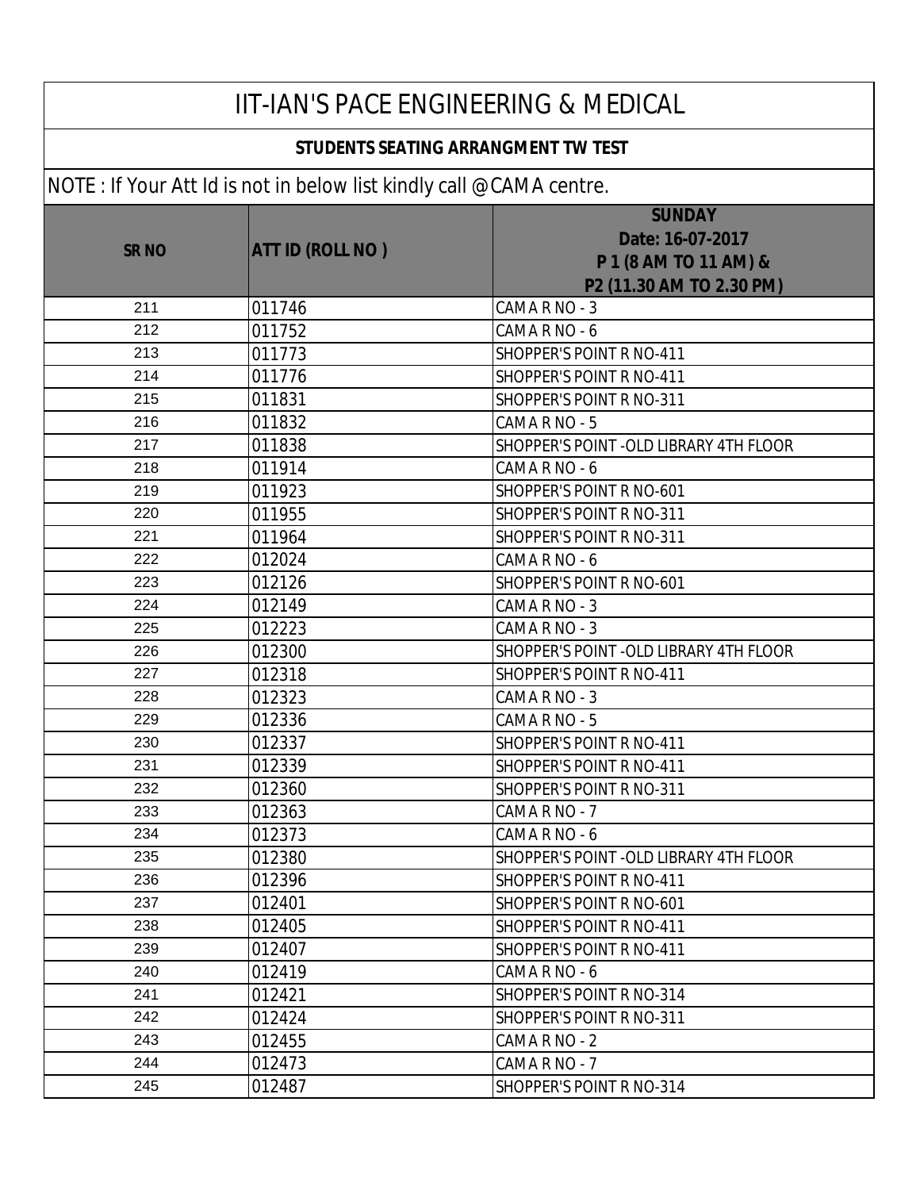# IIT-IAN'S PACE ENGINEERING & MEDICAL

## STUDENTS SEATING ARRANGMENT TW TEST

NOTE : If Your Att Id is not in below list kindly call @CAMA centre.

| SR NO | ATT ID (ROLL NO ) | SUNDAY Date: 16-07-2017 P 1 (8 AM TO 11 AM) & P2 (11.30 AM TO 2.30 PM) |
|---|---|---|
| 211 | 011746 | CAMA R NO - 3 |
| 212 | 011752 | CAMA R NO - 6 |
| 213 | 011773 | SHOPPER'S POINT R NO-411 |
| 214 | 011776 | SHOPPER'S POINT R NO-411 |
| 215 | 011831 | SHOPPER'S POINT R NO-311 |
| 216 | 011832 | CAMA R NO - 5 |
| 217 | 011838 | SHOPPER'S POINT -OLD LIBRARY 4TH FLOOR |
| 218 | 011914 | CAMA R NO - 6 |
| 219 | 011923 | SHOPPER'S POINT R NO-601 |
| 220 | 011955 | SHOPPER'S POINT R NO-311 |
| 221 | 011964 | SHOPPER'S POINT R NO-311 |
| 222 | 012024 | CAMA R NO - 6 |
| 223 | 012126 | SHOPPER'S POINT R NO-601 |
| 224 | 012149 | CAMA R NO - 3 |
| 225 | 012223 | CAMA R NO - 3 |
| 226 | 012300 | SHOPPER'S POINT -OLD LIBRARY 4TH FLOOR |
| 227 | 012318 | SHOPPER'S POINT R NO-411 |
| 228 | 012323 | CAMA R NO - 3 |
| 229 | 012336 | CAMA R NO - 5 |
| 230 | 012337 | SHOPPER'S POINT R NO-411 |
| 231 | 012339 | SHOPPER'S POINT R NO-411 |
| 232 | 012360 | SHOPPER'S POINT R NO-311 |
| 233 | 012363 | CAMA R NO - 7 |
| 234 | 012373 | CAMA R NO - 6 |
| 235 | 012380 | SHOPPER'S POINT -OLD LIBRARY 4TH FLOOR |
| 236 | 012396 | SHOPPER'S POINT R NO-411 |
| 237 | 012401 | SHOPPER'S POINT R NO-601 |
| 238 | 012405 | SHOPPER'S POINT R NO-411 |
| 239 | 012407 | SHOPPER'S POINT R NO-411 |
| 240 | 012419 | CAMA R NO - 6 |
| 241 | 012421 | SHOPPER'S POINT R NO-314 |
| 242 | 012424 | SHOPPER'S POINT R NO-311 |
| 243 | 012455 | CAMA R NO - 2 |
| 244 | 012473 | CAMA R NO - 7 |
| 245 | 012487 | SHOPPER'S POINT R NO-314 |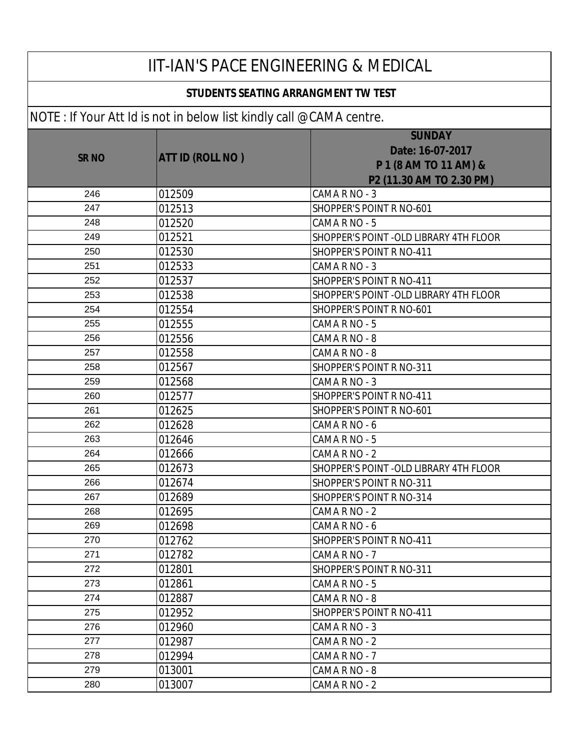# IIT-IAN'S PACE ENGINEERING & MEDICAL

## STUDENTS SEATING ARRANGMENT TW TEST

NOTE : If Your Att Id is not in below list kindly call @CAMA centre.

| SR NO | ATT ID (ROLL NO ) | SUNDAY Date: 16-07-2017 P 1 (8 AM TO 11 AM) & P2 (11.30 AM TO 2.30 PM) |
|---|---|---|
| 246 | 012509 | CAMA R NO - 3 |
| 247 | 012513 | SHOPPER'S POINT R NO-601 |
| 248 | 012520 | CAMA R NO - 5 |
| 249 | 012521 | SHOPPER'S POINT -OLD LIBRARY 4TH FLOOR |
| 250 | 012530 | SHOPPER'S POINT R NO-411 |
| 251 | 012533 | CAMA R NO - 3 |
| 252 | 012537 | SHOPPER'S POINT R NO-411 |
| 253 | 012538 | SHOPPER'S POINT -OLD LIBRARY 4TH FLOOR |
| 254 | 012554 | SHOPPER'S POINT R NO-601 |
| 255 | 012555 | CAMA R NO - 5 |
| 256 | 012556 | CAMA R NO - 8 |
| 257 | 012558 | CAMA R NO - 8 |
| 258 | 012567 | SHOPPER'S POINT R NO-311 |
| 259 | 012568 | CAMA R NO - 3 |
| 260 | 012577 | SHOPPER'S POINT R NO-411 |
| 261 | 012625 | SHOPPER'S POINT R NO-601 |
| 262 | 012628 | CAMA R NO - 6 |
| 263 | 012646 | CAMA R NO - 5 |
| 264 | 012666 | CAMA R NO - 2 |
| 265 | 012673 | SHOPPER'S POINT -OLD LIBRARY 4TH FLOOR |
| 266 | 012674 | SHOPPER'S POINT R NO-311 |
| 267 | 012689 | SHOPPER'S POINT R NO-314 |
| 268 | 012695 | CAMA R NO - 2 |
| 269 | 012698 | CAMA R NO - 6 |
| 270 | 012762 | SHOPPER'S POINT R NO-411 |
| 271 | 012782 | CAMA R NO - 7 |
| 272 | 012801 | SHOPPER'S POINT R NO-311 |
| 273 | 012861 | CAMA R NO - 5 |
| 274 | 012887 | CAMA R NO - 8 |
| 275 | 012952 | SHOPPER'S POINT R NO-411 |
| 276 | 012960 | CAMA R NO - 3 |
| 277 | 012987 | CAMA R NO - 2 |
| 278 | 012994 | CAMA R NO - 7 |
| 279 | 013001 | CAMA R NO - 8 |
| 280 | 013007 | CAMA R NO - 2 |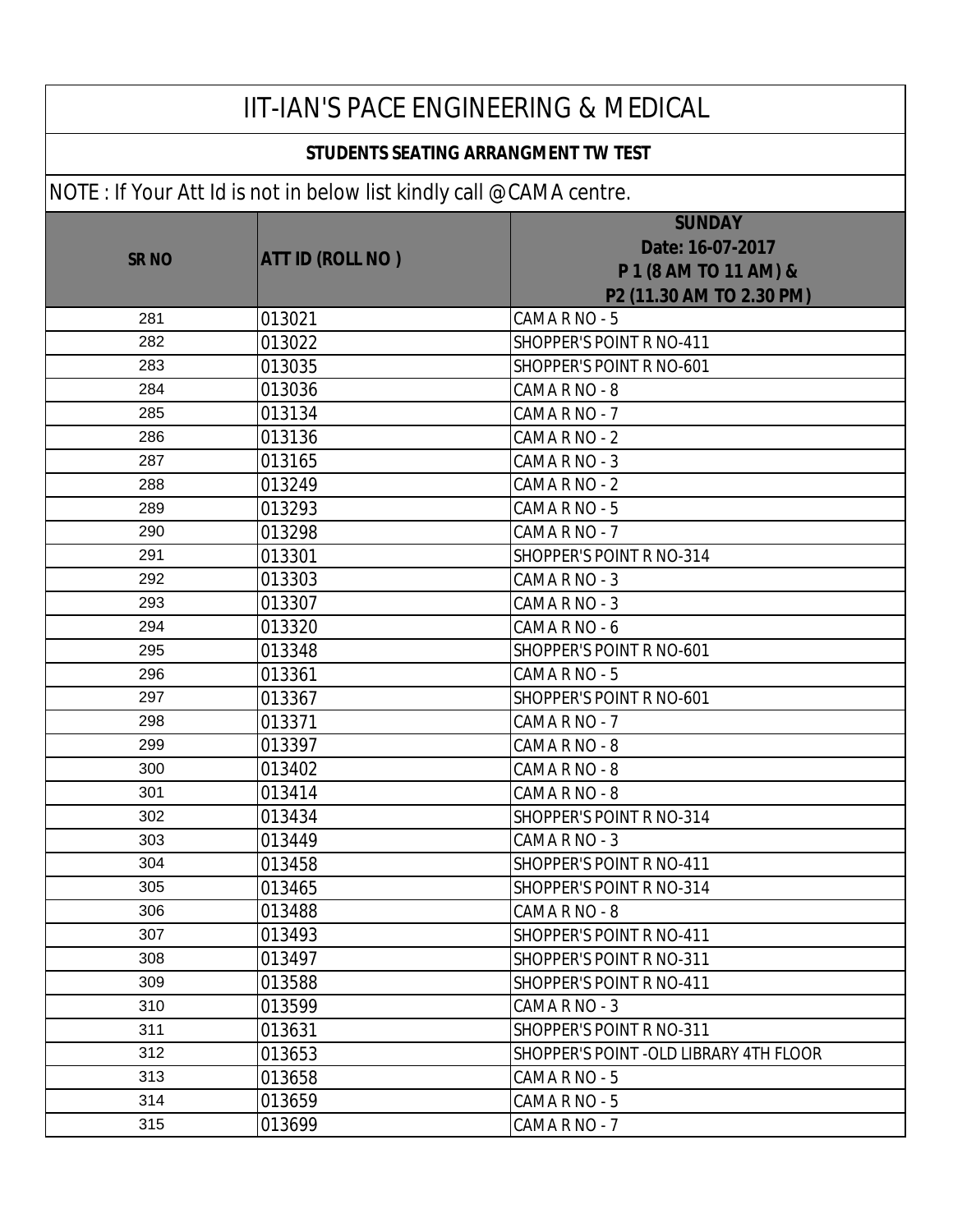# IIT-IAN'S PACE ENGINEERING & MEDICAL

**STUDENTS SEATING ARRANGMENT TW TEST**

NOTE : If Your Att Id is not in below list kindly call @CAMA centre.

| SR NO | ATT ID (ROLL NO ) | SUNDAY Date: 16-07-2017 P 1 (8 AM TO 11 AM) & P2 (11.30 AM TO 2.30 PM) |
|---|---|---|
| 281 | 013021 | CAMA R NO - 5 |
| 282 | 013022 | SHOPPER'S POINT R NO-411 |
| 283 | 013035 | SHOPPER'S POINT R NO-601 |
| 284 | 013036 | CAMA R NO - 8 |
| 285 | 013134 | CAMA R NO - 7 |
| 286 | 013136 | CAMA R NO - 2 |
| 287 | 013165 | CAMA R NO - 3 |
| 288 | 013249 | CAMA R NO - 2 |
| 289 | 013293 | CAMA R NO - 5 |
| 290 | 013298 | CAMA R NO - 7 |
| 291 | 013301 | SHOPPER'S POINT R NO-314 |
| 292 | 013303 | CAMA R NO - 3 |
| 293 | 013307 | CAMA R NO - 3 |
| 294 | 013320 | CAMA R NO - 6 |
| 295 | 013348 | SHOPPER'S POINT R NO-601 |
| 296 | 013361 | CAMA R NO - 5 |
| 297 | 013367 | SHOPPER'S POINT R NO-601 |
| 298 | 013371 | CAMA R NO - 7 |
| 299 | 013397 | CAMA R NO - 8 |
| 300 | 013402 | CAMA R NO - 8 |
| 301 | 013414 | CAMA R NO - 8 |
| 302 | 013434 | SHOPPER'S POINT R NO-314 |
| 303 | 013449 | CAMA R NO - 3 |
| 304 | 013458 | SHOPPER'S POINT R NO-411 |
| 305 | 013465 | SHOPPER'S POINT R NO-314 |
| 306 | 013488 | CAMA R NO - 8 |
| 307 | 013493 | SHOPPER'S POINT R NO-411 |
| 308 | 013497 | SHOPPER'S POINT R NO-311 |
| 309 | 013588 | SHOPPER'S POINT R NO-411 |
| 310 | 013599 | CAMA R NO - 3 |
| 311 | 013631 | SHOPPER'S POINT R NO-311 |
| 312 | 013653 | SHOPPER'S POINT -OLD LIBRARY 4TH FLOOR |
| 313 | 013658 | CAMA R NO - 5 |
| 314 | 013659 | CAMA R NO - 5 |
| 315 | 013699 | CAMA R NO - 7 |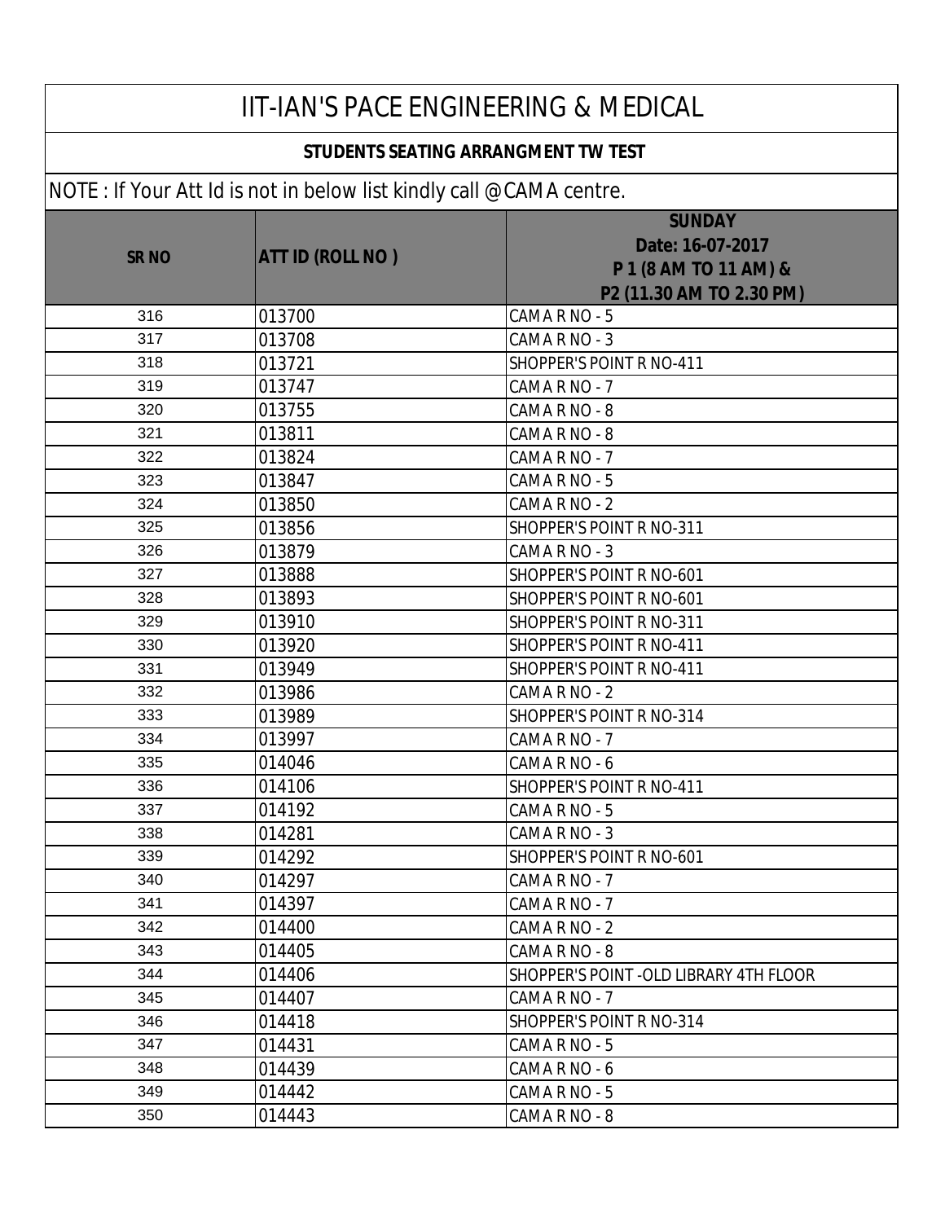# IIT-IAN'S PACE ENGINEERING & MEDICAL

## STUDENTS SEATING ARRANGMENT TW TEST

NOTE : If Your Att Id is not in below list kindly call @CAMA centre.

| SR NO | ATT ID (ROLL NO ) | SUNDAY Date: 16-07-2017 P 1 (8 AM TO 11 AM) & P2 (11.30 AM TO 2.30 PM) |
|---|---|---|
| 316 | 013700 | CAMA R NO - 5 |
| 317 | 013708 | CAMA R NO - 3 |
| 318 | 013721 | SHOPPER'S POINT R NO-411 |
| 319 | 013747 | CAMA R NO - 7 |
| 320 | 013755 | CAMA R NO - 8 |
| 321 | 013811 | CAMA R NO - 8 |
| 322 | 013824 | CAMA R NO - 7 |
| 323 | 013847 | CAMA R NO - 5 |
| 324 | 013850 | CAMA R NO - 2 |
| 325 | 013856 | SHOPPER'S POINT R NO-311 |
| 326 | 013879 | CAMA R NO - 3 |
| 327 | 013888 | SHOPPER'S POINT R NO-601 |
| 328 | 013893 | SHOPPER'S POINT R NO-601 |
| 329 | 013910 | SHOPPER'S POINT R NO-311 |
| 330 | 013920 | SHOPPER'S POINT R NO-411 |
| 331 | 013949 | SHOPPER'S POINT R NO-411 |
| 332 | 013986 | CAMA R NO - 2 |
| 333 | 013989 | SHOPPER'S POINT R NO-314 |
| 334 | 013997 | CAMA R NO - 7 |
| 335 | 014046 | CAMA R NO - 6 |
| 336 | 014106 | SHOPPER'S POINT R NO-411 |
| 337 | 014192 | CAMA R NO - 5 |
| 338 | 014281 | CAMA R NO - 3 |
| 339 | 014292 | SHOPPER'S POINT R NO-601 |
| 340 | 014297 | CAMA R NO - 7 |
| 341 | 014397 | CAMA R NO - 7 |
| 342 | 014400 | CAMA R NO - 2 |
| 343 | 014405 | CAMA R NO - 8 |
| 344 | 014406 | SHOPPER'S POINT -OLD LIBRARY 4TH FLOOR |
| 345 | 014407 | CAMA R NO - 7 |
| 346 | 014418 | SHOPPER'S POINT R NO-314 |
| 347 | 014431 | CAMA R NO - 5 |
| 348 | 014439 | CAMA R NO - 6 |
| 349 | 014442 | CAMA R NO - 5 |
| 350 | 014443 | CAMA R NO - 8 |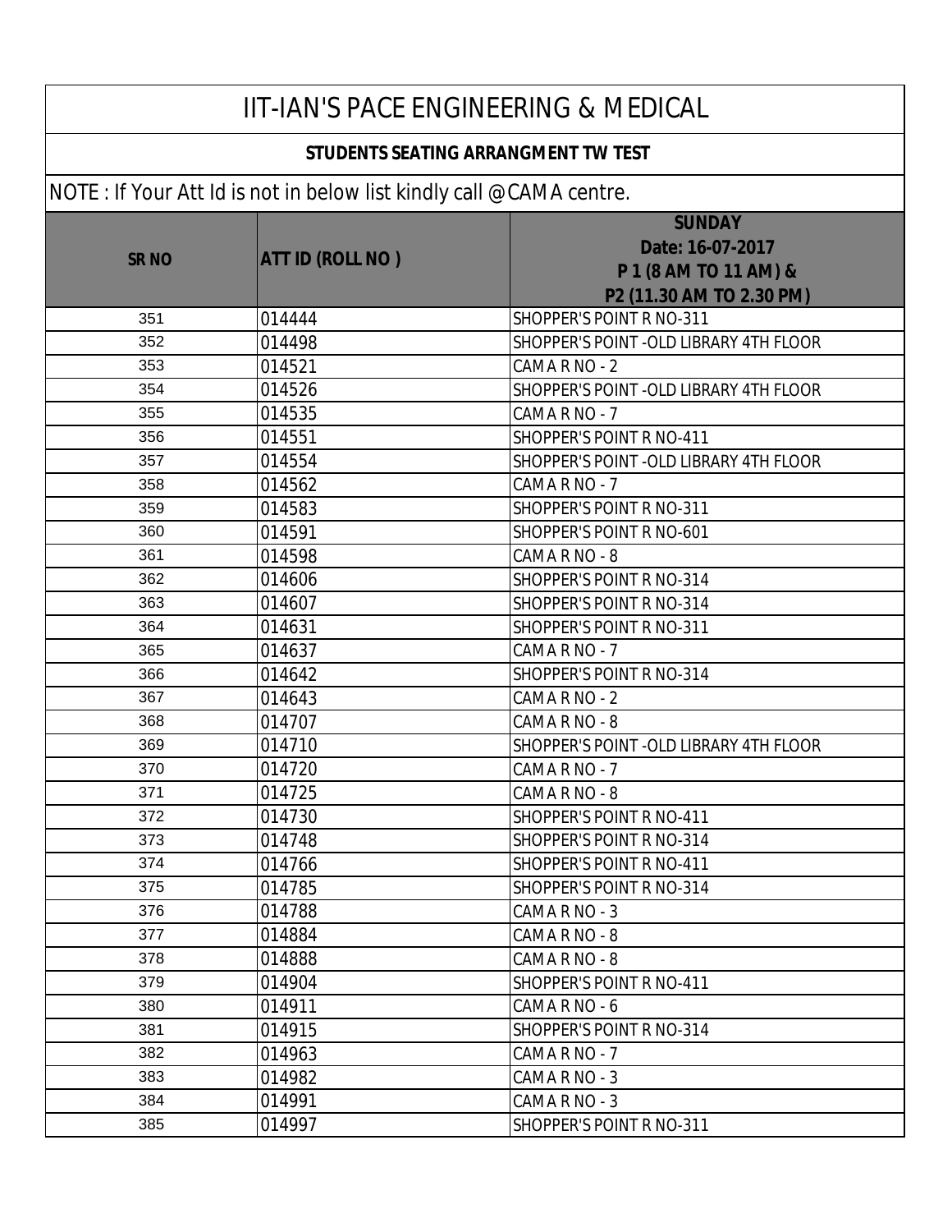# IIT-IAN'S PACE ENGINEERING & MEDICAL

**STUDENTS SEATING ARRANGMENT TW TEST**

NOTE : If Your Att Id is not in below list kindly call @CAMA centre.

| SR NO | ATT ID (ROLL NO ) | SUNDAY Date: 16-07-2017 P 1 (8 AM TO 11 AM) & P2 (11.30 AM TO 2.30 PM) |
|---|---|---|
| 351 | 014444 | SHOPPER'S POINT R NO-311 |
| 352 | 014498 | SHOPPER'S POINT -OLD LIBRARY 4TH FLOOR |
| 353 | 014521 | CAMA R NO - 2 |
| 354 | 014526 | SHOPPER'S POINT -OLD LIBRARY 4TH FLOOR |
| 355 | 014535 | CAMA R NO - 7 |
| 356 | 014551 | SHOPPER'S POINT R NO-411 |
| 357 | 014554 | SHOPPER'S POINT -OLD LIBRARY 4TH FLOOR |
| 358 | 014562 | CAMA R NO - 7 |
| 359 | 014583 | SHOPPER'S POINT R NO-311 |
| 360 | 014591 | SHOPPER'S POINT R NO-601 |
| 361 | 014598 | CAMA R NO - 8 |
| 362 | 014606 | SHOPPER'S POINT R NO-314 |
| 363 | 014607 | SHOPPER'S POINT R NO-314 |
| 364 | 014631 | SHOPPER'S POINT R NO-311 |
| 365 | 014637 | CAMA R NO - 7 |
| 366 | 014642 | SHOPPER'S POINT R NO-314 |
| 367 | 014643 | CAMA R NO - 2 |
| 368 | 014707 | CAMA R NO - 8 |
| 369 | 014710 | SHOPPER'S POINT -OLD LIBRARY 4TH FLOOR |
| 370 | 014720 | CAMA R NO - 7 |
| 371 | 014725 | CAMA R NO - 8 |
| 372 | 014730 | SHOPPER'S POINT R NO-411 |
| 373 | 014748 | SHOPPER'S POINT R NO-314 |
| 374 | 014766 | SHOPPER'S POINT R NO-411 |
| 375 | 014785 | SHOPPER'S POINT R NO-314 |
| 376 | 014788 | CAMA R NO - 3 |
| 377 | 014884 | CAMA R NO - 8 |
| 378 | 014888 | CAMA R NO - 8 |
| 379 | 014904 | SHOPPER'S POINT R NO-411 |
| 380 | 014911 | CAMA R NO - 6 |
| 381 | 014915 | SHOPPER'S POINT R NO-314 |
| 382 | 014963 | CAMA R NO - 7 |
| 383 | 014982 | CAMA R NO - 3 |
| 384 | 014991 | CAMA R NO - 3 |
| 385 | 014997 | SHOPPER'S POINT R NO-311 |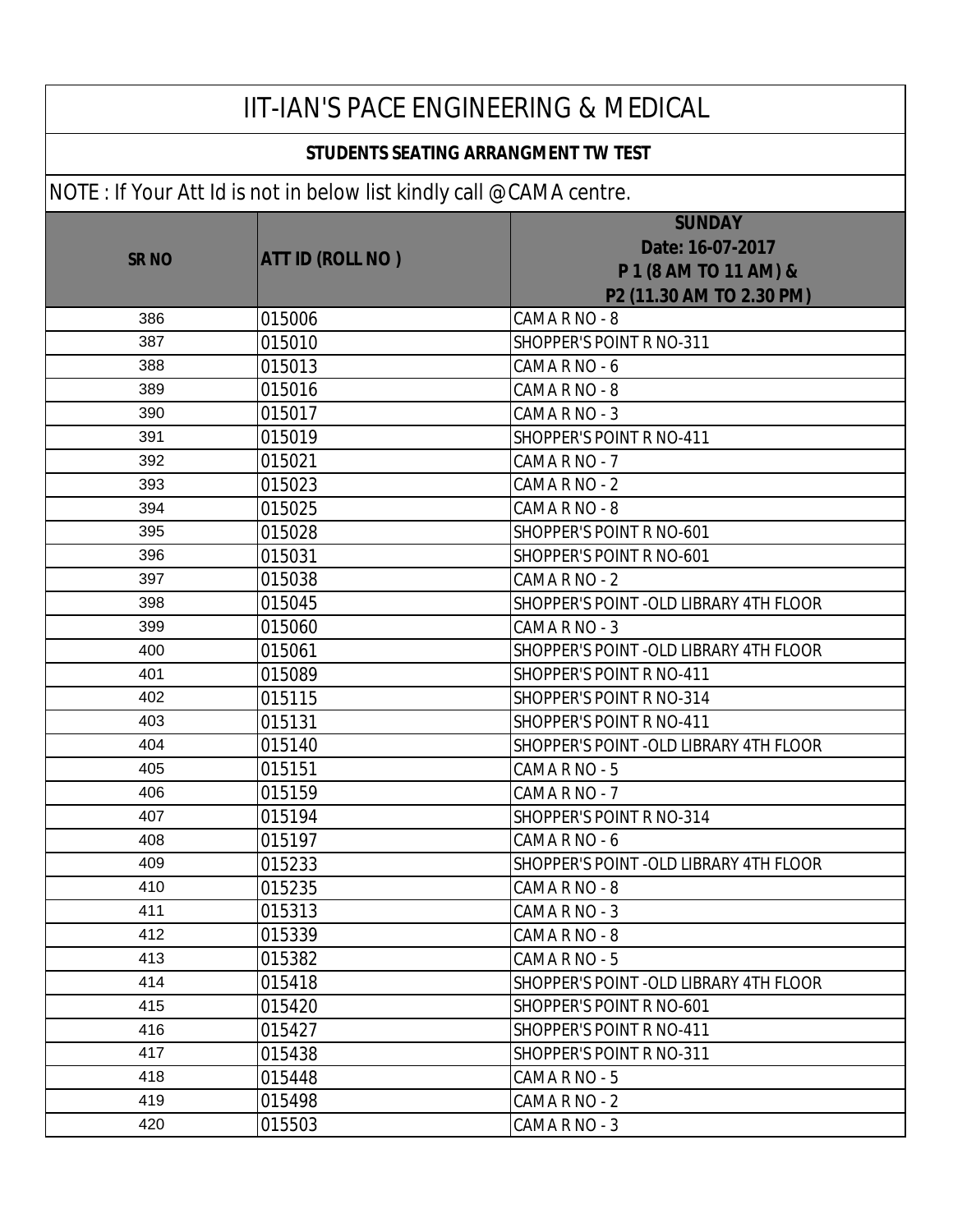# IIT-IAN'S PACE ENGINEERING & MEDICAL

**STUDENTS SEATING ARRANGMENT TW TEST**

NOTE : If Your Att Id is not in below list kindly call @CAMA centre.

| SR NO | ATT ID (ROLL NO ) | SUNDAY Date: 16-07-2017 P 1 (8 AM TO 11 AM) & P2 (11.30 AM TO 2.30 PM) |
|---|---|---|
| 386 | 015006 | CAMA R NO - 8 |
| 387 | 015010 | SHOPPER'S POINT R NO-311 |
| 388 | 015013 | CAMA R NO - 6 |
| 389 | 015016 | CAMA R NO - 8 |
| 390 | 015017 | CAMA R NO - 3 |
| 391 | 015019 | SHOPPER'S POINT R NO-411 |
| 392 | 015021 | CAMA R NO - 7 |
| 393 | 015023 | CAMA R NO - 2 |
| 394 | 015025 | CAMA R NO - 8 |
| 395 | 015028 | SHOPPER'S POINT R NO-601 |
| 396 | 015031 | SHOPPER'S POINT R NO-601 |
| 397 | 015038 | CAMA R NO - 2 |
| 398 | 015045 | SHOPPER'S POINT -OLD LIBRARY 4TH FLOOR |
| 399 | 015060 | CAMA R NO - 3 |
| 400 | 015061 | SHOPPER'S POINT -OLD LIBRARY 4TH FLOOR |
| 401 | 015089 | SHOPPER'S POINT R NO-411 |
| 402 | 015115 | SHOPPER'S POINT R NO-314 |
| 403 | 015131 | SHOPPER'S POINT R NO-411 |
| 404 | 015140 | SHOPPER'S POINT -OLD LIBRARY 4TH FLOOR |
| 405 | 015151 | CAMA R NO - 5 |
| 406 | 015159 | CAMA R NO - 7 |
| 407 | 015194 | SHOPPER'S POINT R NO-314 |
| 408 | 015197 | CAMA R NO - 6 |
| 409 | 015233 | SHOPPER'S POINT -OLD LIBRARY 4TH FLOOR |
| 410 | 015235 | CAMA R NO - 8 |
| 411 | 015313 | CAMA R NO - 3 |
| 412 | 015339 | CAMA R NO - 8 |
| 413 | 015382 | CAMA R NO - 5 |
| 414 | 015418 | SHOPPER'S POINT -OLD LIBRARY 4TH FLOOR |
| 415 | 015420 | SHOPPER'S POINT R NO-601 |
| 416 | 015427 | SHOPPER'S POINT R NO-411 |
| 417 | 015438 | SHOPPER'S POINT R NO-311 |
| 418 | 015448 | CAMA R NO - 5 |
| 419 | 015498 | CAMA R NO - 2 |
| 420 | 015503 | CAMA R NO - 3 |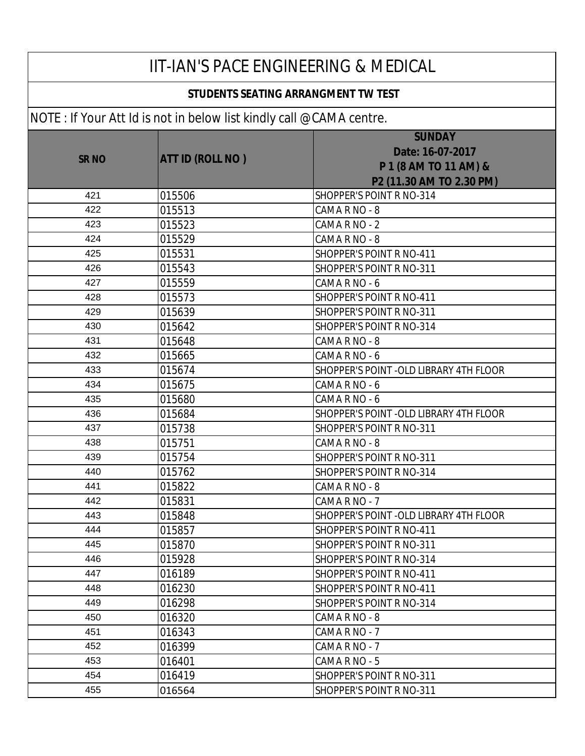# IIT-IAN'S PACE ENGINEERING & MEDICAL

## STUDENTS SEATING ARRANGMENT TW TEST

NOTE : If Your Att Id is not in below list kindly call @CAMA centre.

| SR NO | ATT ID (ROLL NO ) | SUNDAY<br>Date: 16-07-2017<br>P 1 (8 AM TO 11 AM) &<br>P2 (11.30 AM TO 2.30 PM) |
|---|---|---|
| 421 | 015506 | SHOPPER'S POINT R NO-314 |
| 422 | 015513 | CAMA R NO - 8 |
| 423 | 015523 | CAMA R NO - 2 |
| 424 | 015529 | CAMA R NO - 8 |
| 425 | 015531 | SHOPPER'S POINT R NO-411 |
| 426 | 015543 | SHOPPER'S POINT R NO-311 |
| 427 | 015559 | CAMA R NO - 6 |
| 428 | 015573 | SHOPPER'S POINT R NO-411 |
| 429 | 015639 | SHOPPER'S POINT R NO-311 |
| 430 | 015642 | SHOPPER'S POINT R NO-314 |
| 431 | 015648 | CAMA R NO - 8 |
| 432 | 015665 | CAMA R NO - 6 |
| 433 | 015674 | SHOPPER'S POINT -OLD LIBRARY 4TH FLOOR |
| 434 | 015675 | CAMA R NO - 6 |
| 435 | 015680 | CAMA R NO - 6 |
| 436 | 015684 | SHOPPER'S POINT -OLD LIBRARY 4TH FLOOR |
| 437 | 015738 | SHOPPER'S POINT R NO-311 |
| 438 | 015751 | CAMA R NO - 8 |
| 439 | 015754 | SHOPPER'S POINT R NO-311 |
| 440 | 015762 | SHOPPER'S POINT R NO-314 |
| 441 | 015822 | CAMA R NO - 8 |
| 442 | 015831 | CAMA R NO - 7 |
| 443 | 015848 | SHOPPER'S POINT -OLD LIBRARY 4TH FLOOR |
| 444 | 015857 | SHOPPER'S POINT R NO-411 |
| 445 | 015870 | SHOPPER'S POINT R NO-311 |
| 446 | 015928 | SHOPPER'S POINT R NO-314 |
| 447 | 016189 | SHOPPER'S POINT R NO-411 |
| 448 | 016230 | SHOPPER'S POINT R NO-411 |
| 449 | 016298 | SHOPPER'S POINT R NO-314 |
| 450 | 016320 | CAMA R NO - 8 |
| 451 | 016343 | CAMA R NO - 7 |
| 452 | 016399 | CAMA R NO - 7 |
| 453 | 016401 | CAMA R NO - 5 |
| 454 | 016419 | SHOPPER'S POINT R NO-311 |
| 455 | 016564 | SHOPPER'S POINT R NO-311 |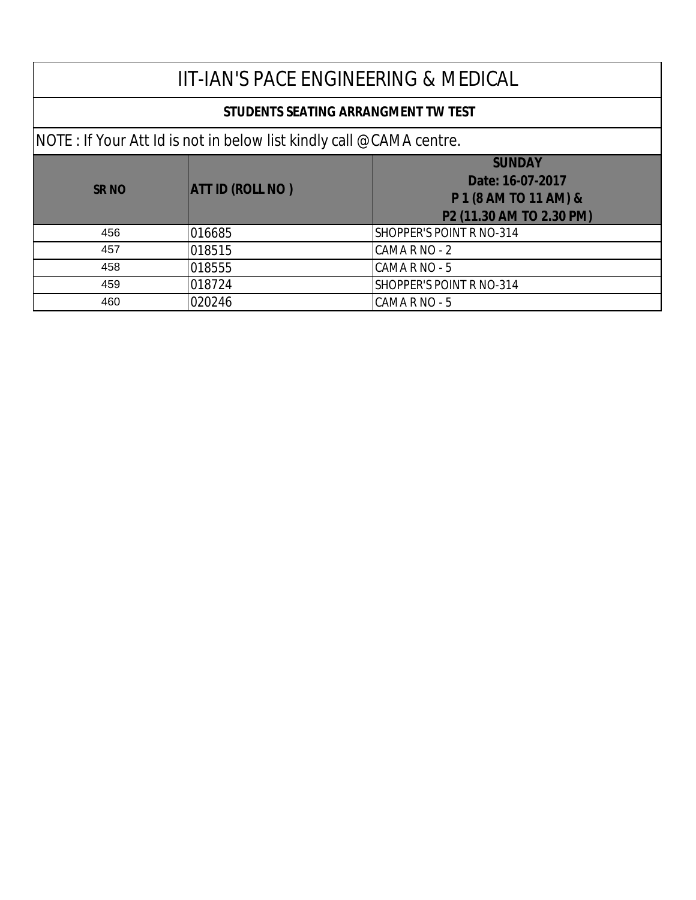# IIT-IAN'S PACE ENGINEERING & MEDICAL

**STUDENTS SEATING ARRANGMENT TW TEST**

NOTE : If Your Att Id is not in below list kindly call @CAMA centre.

| SR NO | ATT ID (ROLL NO ) | SUNDAY Date: 16-07-2017 P 1 (8 AM TO 11 AM) & P2 (11.30 AM TO 2.30 PM) |
|---|---|---|
| 456 | 016685 | SHOPPER'S POINT R NO-314 |
| 457 | 018515 | CAMA R NO - 2 |
| 458 | 018555 | CAMA R NO - 5 |
| 459 | 018724 | SHOPPER'S POINT R NO-314 |
| 460 | 020246 | CAMA R NO - 5 |